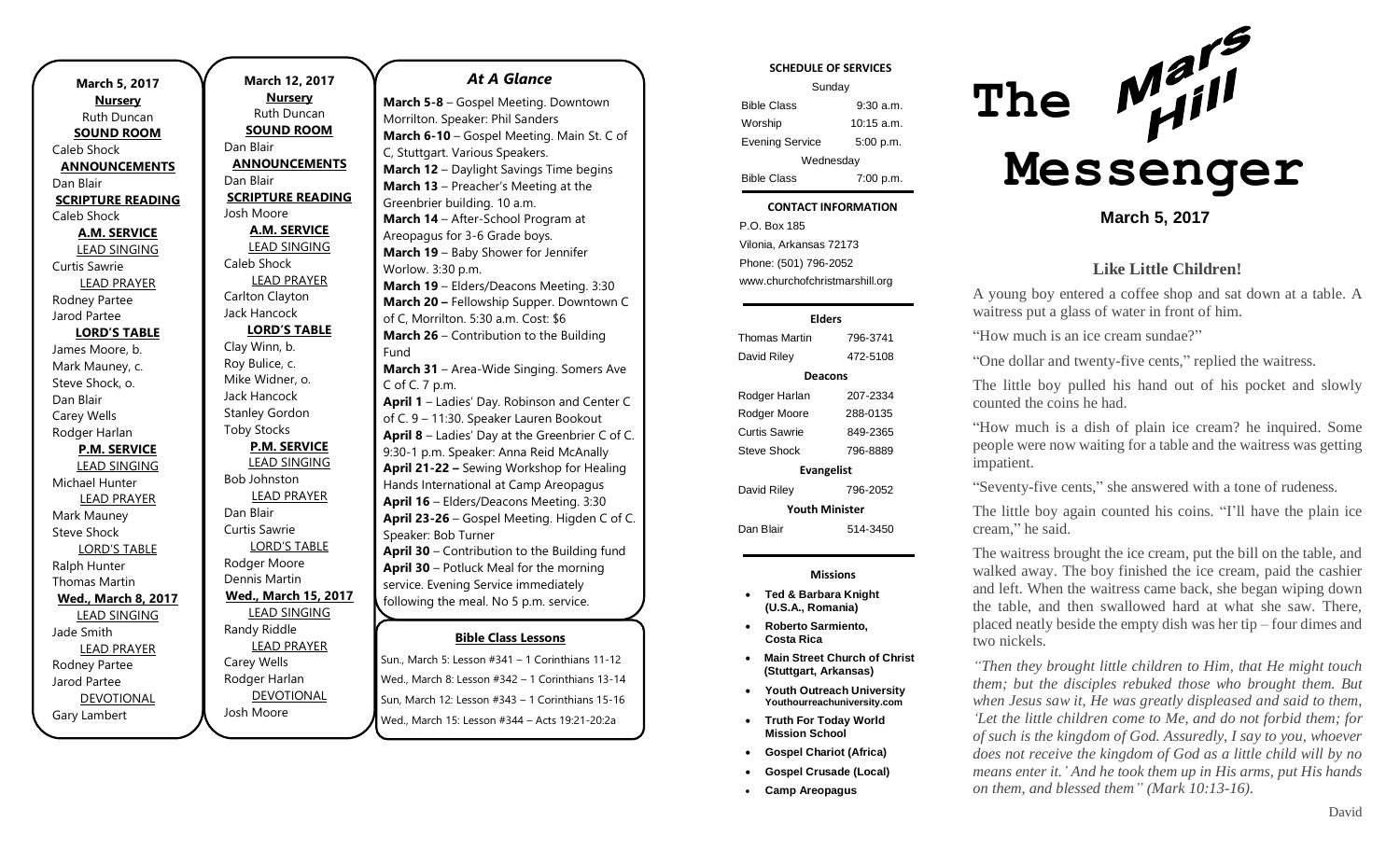**March 5, 2017**

**Nursery**
Ruth Duncan

**SOUND ROOM**
Caleb Shock

**ANNOUNCEMENTS**
Dan Blair

**SCRIPTURE READING**
Caleb Shock

**A.M. SERVICE**

LEAD SINGING
Curtis Sawrie

LEAD PRAYER
Rodney Partee
Jarod Partee

**LORD'S TABLE**
James Moore, b.
Mark Mauney, c.
Steve Shock, o.
Dan Blair
Carey Wells
Rodger Harlan

**P.M. SERVICE**

LEAD SINGING
Michael Hunter

LEAD PRAYER
Mark Mauney
Steve Shock

LORD'S TABLE
Ralph Hunter
Thomas Martin

**Wed., March 8, 2017**

LEAD SINGING
Jade Smith

LEAD PRAYER
Rodney Partee
Jarod Partee

DEVOTIONAL
Gary Lambert

**March 12, 2017**

**Nursery**
Ruth Duncan

**SOUND ROOM**
Dan Blair

**ANNOUNCEMENTS**
Dan Blair

**SCRIPTURE READING**
Josh Moore

**A.M. SERVICE**

LEAD SINGING
Caleb Shock

LEAD PRAYER
Carlton Clayton
Jack Hancock

**LORD'S TABLE**
Clay Winn, b.
Roy Bulice, c.
Mike Widner, o.
Jack Hancock
Stanley Gordon
Toby Stocks

**P.M. SERVICE**

LEAD SINGING
Bob Johnston

LEAD PRAYER
Dan Blair
Curtis Sawrie

LORD'S TABLE
Rodger Moore
Dennis Martin

**Wed., March 15, 2017**

LEAD SINGING
Randy Riddle

LEAD PRAYER
Carey Wells
Rodger Harlan

DEVOTIONAL
Josh Moore

## *At A Glance*

**March 5-8** – Gospel Meeting. Downtown Morrilton. Speaker: Phil Sanders
**March 6-10** – Gospel Meeting. Main St. C of C, Stuttgart. Various Speakers.
**March 12** – Daylight Savings Time begins
**March 13** – Preacher's Meeting at the Greenbrier building. 10 a.m.
**March 14** – After-School Program at Areopagus for 3-6 Grade boys.
**March 19** – Baby Shower for Jennifer Worlow. 3:30 p.m.
**March 19** – Elders/Deacons Meeting. 3:30
**March 20 –** Fellowship Supper. Downtown C of C, Morrilton. 5:30 a.m. Cost: $6
**March 26** – Contribution to the Building Fund
**March 31** – Area-Wide Singing. Somers Ave C of C. 7 p.m.
**April 1** – Ladies' Day. Robinson and Center C of C. 9 – 11:30. Speaker Lauren Bookout
**April 8** – Ladies' Day at the Greenbrier C of C. 9:30-1 p.m. Speaker: Anna Reid McAnally
**April 21-22 –** Sewing Workshop for Healing Hands International at Camp Areopagus
**April 16** – Elders/Deacons Meeting. 3:30
**April 23-26** – Gospel Meeting. Higden C of C. Speaker: Bob Turner
**April 30** – Contribution to the Building fund
**April 30** – Potluck Meal for the morning service. Evening Service immediately following the meal. No 5 p.m. service.

**Bible Class Lessons**

Sun., March 5: Lesson #341 – 1 Corinthians 11-12
Wed., March 8: Lesson #342 – 1 Corinthians 13-14
Sun, March 12: Lesson #343 – 1 Corinthians 15-16
Wed., March 15: Lesson #344 – Acts 19:21-20:2a

**SCHEDULE OF SERVICES**

| Sunday | |
|---|---|
| Bible Class | 9:30 a.m. |
| Worship | 10:15 a.m. |
| Evening Service | 5:00 p.m. |
| Wednesday | |
| Bible Class | 7:00 p.m. |

**CONTACT INFORMATION**

P.O. Box 185
Vilonia, Arkansas 72173
Phone: (501) 796-2052
www.churchofchristmarshill.org

**Elders**

| Thomas Martin | 796-3741 |
|---|---|
| David Riley | 472-5108 |

**Deacons**

| Rodger Harlan | 207-2334 |
|---|---|
| Rodger Moore | 288-0135 |
| Curtis Sawrie | 849-2365 |
| Steve Shock | 796-8889 |

**Evangelist**

| David Riley | 796-2052 |
|---|---|

**Youth Minister**

| Dan Blair | 514-3450 |
|---|---|

**Missions**

- **Ted & Barbara Knight (U.S.A., Romania)**
- **Roberto Sarmiento, Costa Rica**
- **Main Street Church of Christ (Stuttgart, Arkansas)**
- **Youth Outreach University** Youthourreachuniversity.com
- **Truth For Today World Mission School**
- **Gospel Chariot (Africa)**
- **Gospel Crusade (Local)**
- **Camp Areopagus**

# The Mars Hill Messenger

**March 5, 2017**

## Like Little Children!

A young boy entered a coffee shop and sat down at a table. A waitress put a glass of water in front of him.

"How much is an ice cream sundae?"

"One dollar and twenty-five cents," replied the waitress.

The little boy pulled his hand out of his pocket and slowly counted the coins he had.

"How much is a dish of plain ice cream? he inquired. Some people were now waiting for a table and the waitress was getting impatient.

"Seventy-five cents," she answered with a tone of rudeness.

The little boy again counted his coins. "I'll have the plain ice cream," he said.

The waitress brought the ice cream, put the bill on the table, and walked away. The boy finished the ice cream, paid the cashier and left. When the waitress came back, she began wiping down the table, and then swallowed hard at what she saw. There, placed neatly beside the empty dish was her tip – four dimes and two nickels.

*"Then they brought little children to Him, that He might touch them; but the disciples rebuked those who brought them. But when Jesus saw it, He was greatly displeased and said to them, 'Let the little children come to Me, and do not forbid them; for of such is the kingdom of God. Assuredly, I say to you, whoever does not receive the kingdom of God as a little child will by no means enter it.' And he took them up in His arms, put His hands on them, and blessed them" (Mark 10:13-16).*

David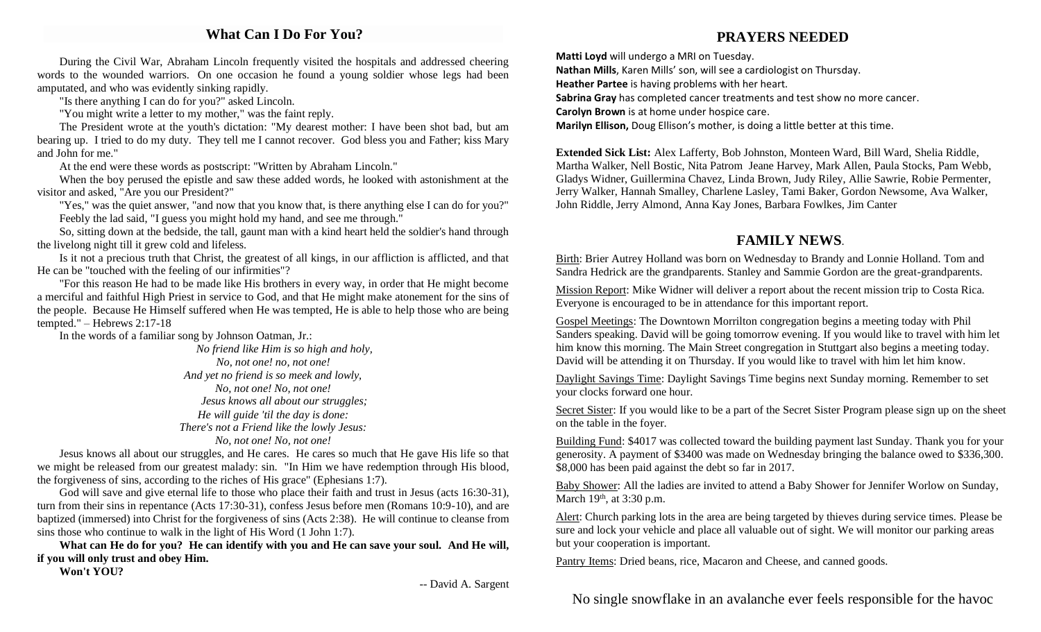## What Can I Do For You?

During the Civil War, Abraham Lincoln frequently visited the hospitals and addressed cheering words to the wounded warriors. On one occasion he found a young soldier whose legs had been amputated, and who was evidently sinking rapidly.

"Is there anything I can do for you?" asked Lincoln.

"You might write a letter to my mother," was the faint reply.

The President wrote at the youth's dictation: "My dearest mother: I have been shot bad, but am bearing up. I tried to do my duty. They tell me I cannot recover. God bless you and Father; kiss Mary and John for me."

At the end were these words as postscript: "Written by Abraham Lincoln."

When the boy perused the epistle and saw these added words, he looked with astonishment at the visitor and asked, "Are you our President?"

"Yes," was the quiet answer, "and now that you know that, is there anything else I can do for you?"

Feebly the lad said, "I guess you might hold my hand, and see me through."

So, sitting down at the bedside, the tall, gaunt man with a kind heart held the soldier's hand through the livelong night till it grew cold and lifeless.

Is it not a precious truth that Christ, the greatest of all kings, in our affliction is afflicted, and that He can be "touched with the feeling of our infirmities"?

"For this reason He had to be made like His brothers in every way, in order that He might become a merciful and faithful High Priest in service to God, and that He might make atonement for the sins of the people. Because He Himself suffered when He was tempted, He is able to help those who are being tempted." – Hebrews 2:17-18

In the words of a familiar song by Johnson Oatman, Jr.:

*No friend like Him is so high and holy,*
*No, not one! no, not one!*
*And yet no friend is so meek and lowly,*
*No, not one! No, not one!*
*Jesus knows all about our struggles;*
*He will guide 'til the day is done:*
*There's not a Friend like the lowly Jesus:*
*No, not one! No, not one!*

Jesus knows all about our struggles, and He cares. He cares so much that He gave His life so that we might be released from our greatest malady: sin. "In Him we have redemption through His blood, the forgiveness of sins, according to the riches of His grace" (Ephesians 1:7).

God will save and give eternal life to those who place their faith and trust in Jesus (acts 16:30-31), turn from their sins in repentance (Acts 17:30-31), confess Jesus before men (Romans 10:9-10), and are baptized (immersed) into Christ for the forgiveness of sins (Acts 2:38). He will continue to cleanse from sins those who continue to walk in the light of His Word (1 John 1:7).

**What can He do for you? He can identify with you and He can save your soul. And He will, if you will only trust and obey Him.**

**Won't YOU?**

-- David A. Sargent

## PRAYERS NEEDED

**Matti Loyd** will undergo a MRI on Tuesday.
**Nathan Mills**, Karen Mills' son, will see a cardiologist on Thursday.
**Heather Partee** is having problems with her heart.
**Sabrina Gray** has completed cancer treatments and test show no more cancer.
**Carolyn Brown** is at home under hospice care.
**Marilyn Ellison,** Doug Ellison's mother, is doing a little better at this time.

**Extended Sick List:** Alex Lafferty, Bob Johnston, Monteen Ward, Bill Ward, Shelia Riddle, Martha Walker, Nell Bostic, Nita Patrom Jeane Harvey, Mark Allen, Paula Stocks, Pam Webb, Gladys Widner, Guillermina Chavez, Linda Brown, Judy Riley, Allie Sawrie, Robie Permenter, Jerry Walker, Hannah Smalley, Charlene Lasley, Tami Baker, Gordon Newsome, Ava Walker, John Riddle, Jerry Almond, Anna Kay Jones, Barbara Fowlkes, Jim Canter

## FAMILY NEWS.

Birth: Brier Autrey Holland was born on Wednesday to Brandy and Lonnie Holland. Tom and Sandra Hedrick are the grandparents. Stanley and Sammie Gordon are the great-grandparents.

Mission Report: Mike Widner will deliver a report about the recent mission trip to Costa Rica. Everyone is encouraged to be in attendance for this important report.

Gospel Meetings: The Downtown Morrilton congregation begins a meeting today with Phil Sanders speaking. David will be going tomorrow evening. If you would like to travel with him let him know this morning. The Main Street congregation in Stuttgart also begins a meeting today. David will be attending it on Thursday. If you would like to travel with him let him know.

Daylight Savings Time: Daylight Savings Time begins next Sunday morning. Remember to set your clocks forward one hour.

Secret Sister: If you would like to be a part of the Secret Sister Program please sign up on the sheet on the table in the foyer.

Building Fund: $4017 was collected toward the building payment last Sunday. Thank you for your generosity. A payment of $3400 was made on Wednesday bringing the balance owed to $336,300. $8,000 has been paid against the debt so far in 2017.

Baby Shower: All the ladies are invited to attend a Baby Shower for Jennifer Worlow on Sunday, March 19th, at 3:30 p.m.

Alert: Church parking lots in the area are being targeted by thieves during service times. Please be sure and lock your vehicle and place all valuable out of sight. We will monitor our parking areas but your cooperation is important.

Pantry Items: Dried beans, rice, Macaron and Cheese, and canned goods.

No single snowflake in an avalanche ever feels responsible for the havoc